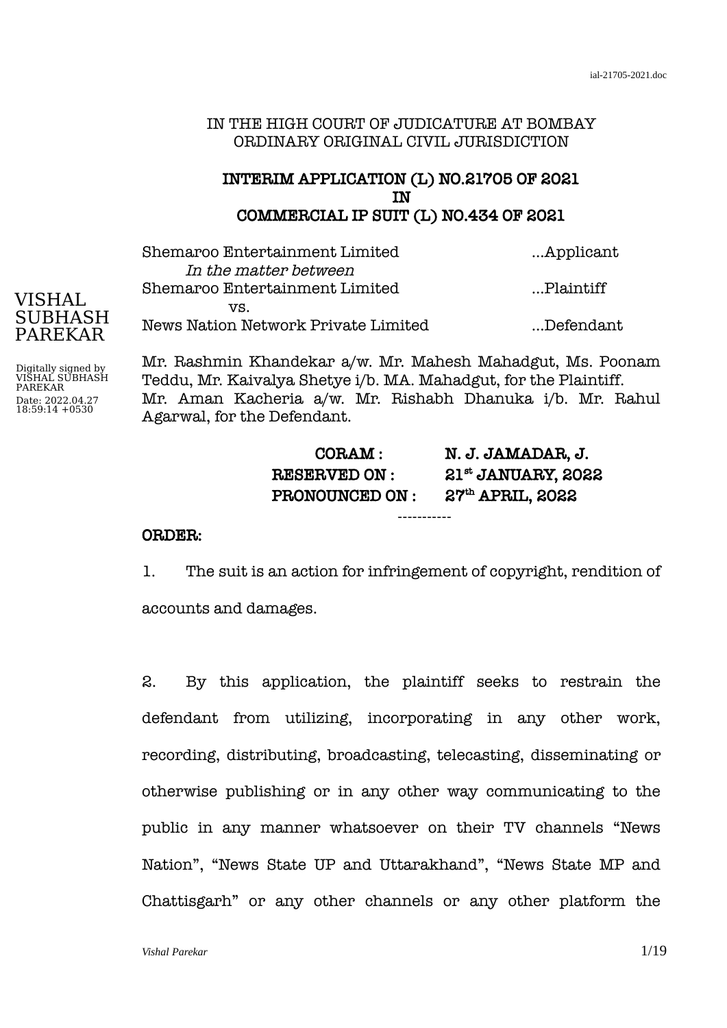IN THE HIGH COURT OF JUDICATURE AT BOMBAY
ORDINARY ORIGINAL CIVIL JURISDICTION

**INTERIM APPLICATION (L) NO.21705 OF 2021**
**IN**
**COMMERCIAL IP SUIT (L) NO.434 OF 2021**

Shemaroo Entertainment Limited ...Applicant
*In the matter between*
Shemaroo Entertainment Limited ...Plaintiff
vs.
News Nation Network Private Limited ...Defendant

Mr. Rashmin Khandekar a/w. Mr. Mahesh Mahadgut, Ms. Poonam Teddu, Mr. Kaivalya Shetye i/b. MA. Mahadgut, for the Plaintiff.
Mr. Aman Kacheria a/w. Mr. Rishabh Dhanuka i/b. Mr. Rahul Agarwal, for the Defendant.

**CORAM : N. J. JAMADAR, J.**
**RESERVED ON : 21st JANUARY, 2022**
**PRONOUNCED ON : 27th APRIL, 2022**

-----------

**ORDER:**

1. The suit is an action for infringement of copyright, rendition of accounts and damages.

2. By this application, the plaintiff seeks to restrain the defendant from utilizing, incorporating in any other work, recording, distributing, broadcasting, telecasting, disseminating or otherwise publishing or in any other way communicating to the public in any manner whatsoever on their TV channels "News Nation", "News State UP and Uttarakhand", "News State MP and Chattisgarh" or any other channels or any other platform the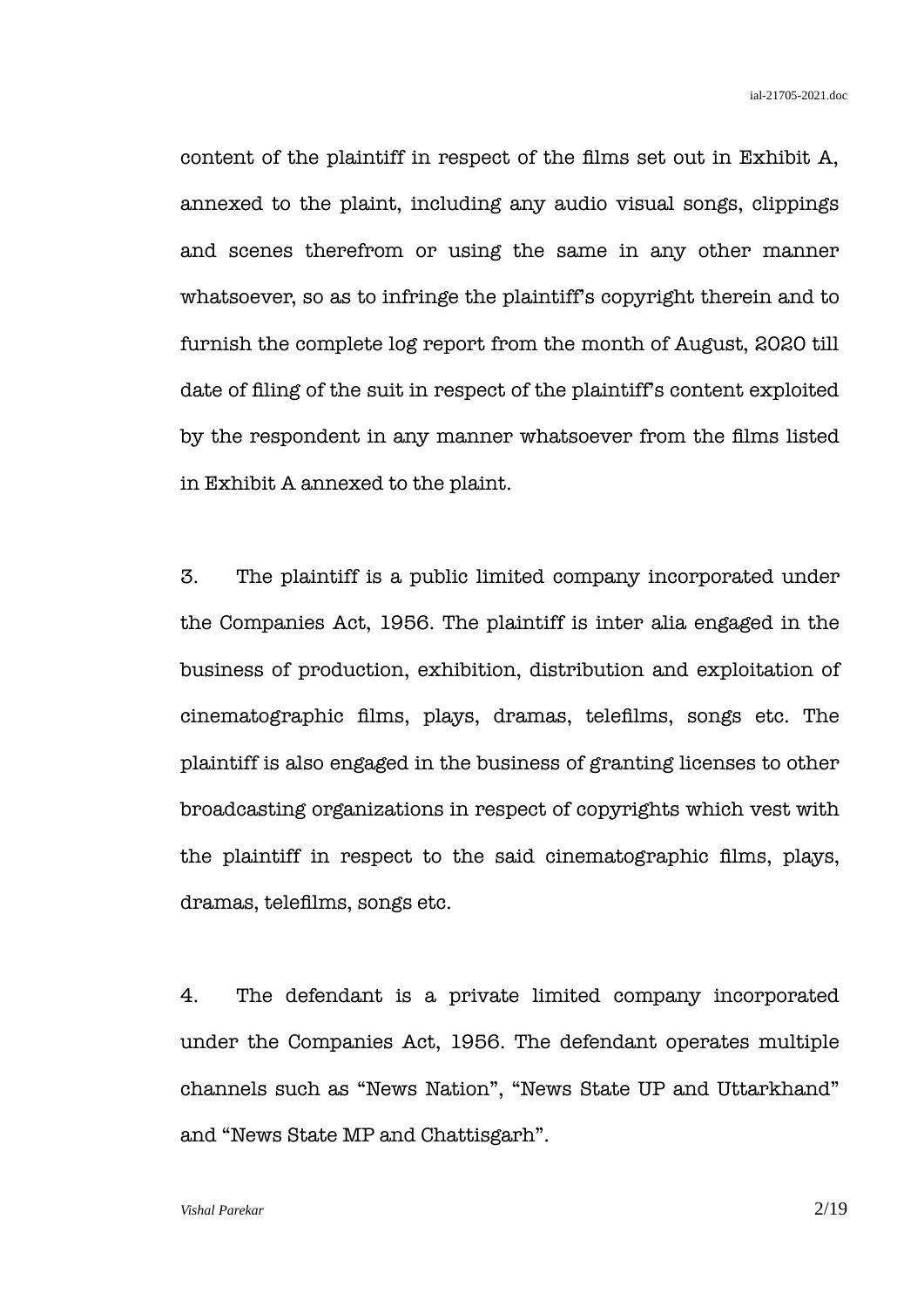content of the plaintiff in respect of the films set out in Exhibit A, annexed to the plaint, including any audio visual songs, clippings and scenes therefrom or using the same in any other manner whatsoever, so as to infringe the plaintiff's copyright therein and to furnish the complete log report from the month of August, 2020 till date of filing of the suit in respect of the plaintiff's content exploited by the respondent in any manner whatsoever from the films listed in Exhibit A annexed to the plaint.

3. The plaintiff is a public limited company incorporated under the Companies Act, 1956. The plaintiff is inter alia engaged in the business of production, exhibition, distribution and exploitation of cinematographic films, plays, dramas, telefilms, songs etc. The plaintiff is also engaged in the business of granting licenses to other broadcasting organizations in respect of copyrights which vest with the plaintiff in respect to the said cinematographic films, plays, dramas, telefilms, songs etc.

4. The defendant is a private limited company incorporated under the Companies Act, 1956. The defendant operates multiple channels such as "News Nation", "News State UP and Uttarkhand" and "News State MP and Chattisgarh".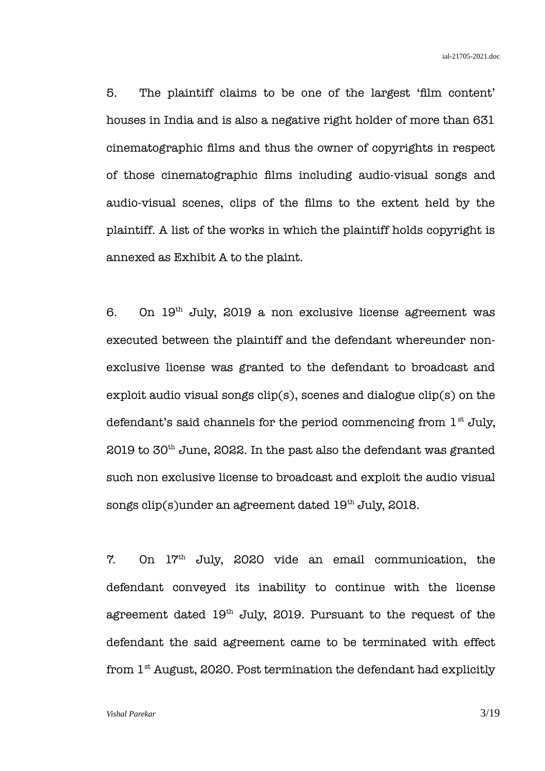5. The plaintiff claims to be one of the largest 'film content' houses in India and is also a negative right holder of more than 631 cinematographic films and thus the owner of copyrights in respect of those cinematographic films including audio-visual songs and audio-visual scenes, clips of the films to the extent held by the plaintiff. A list of the works in which the plaintiff holds copyright is annexed as Exhibit A to the plaint.

6. On 19th July, 2019 a non exclusive license agreement was executed between the plaintiff and the defendant whereunder non-exclusive license was granted to the defendant to broadcast and exploit audio visual songs clip(s), scenes and dialogue clip(s) on the defendant's said channels for the period commencing from 1st July, 2019 to 30th June, 2022. In the past also the defendant was granted such non exclusive license to broadcast and exploit the audio visual songs clip(s)under an agreement dated 19th July, 2018.

7. On 17th July, 2020 vide an email communication, the defendant conveyed its inability to continue with the license agreement dated 19th July, 2019. Pursuant to the request of the defendant the said agreement came to be terminated with effect from 1st August, 2020. Post termination the defendant had explicitly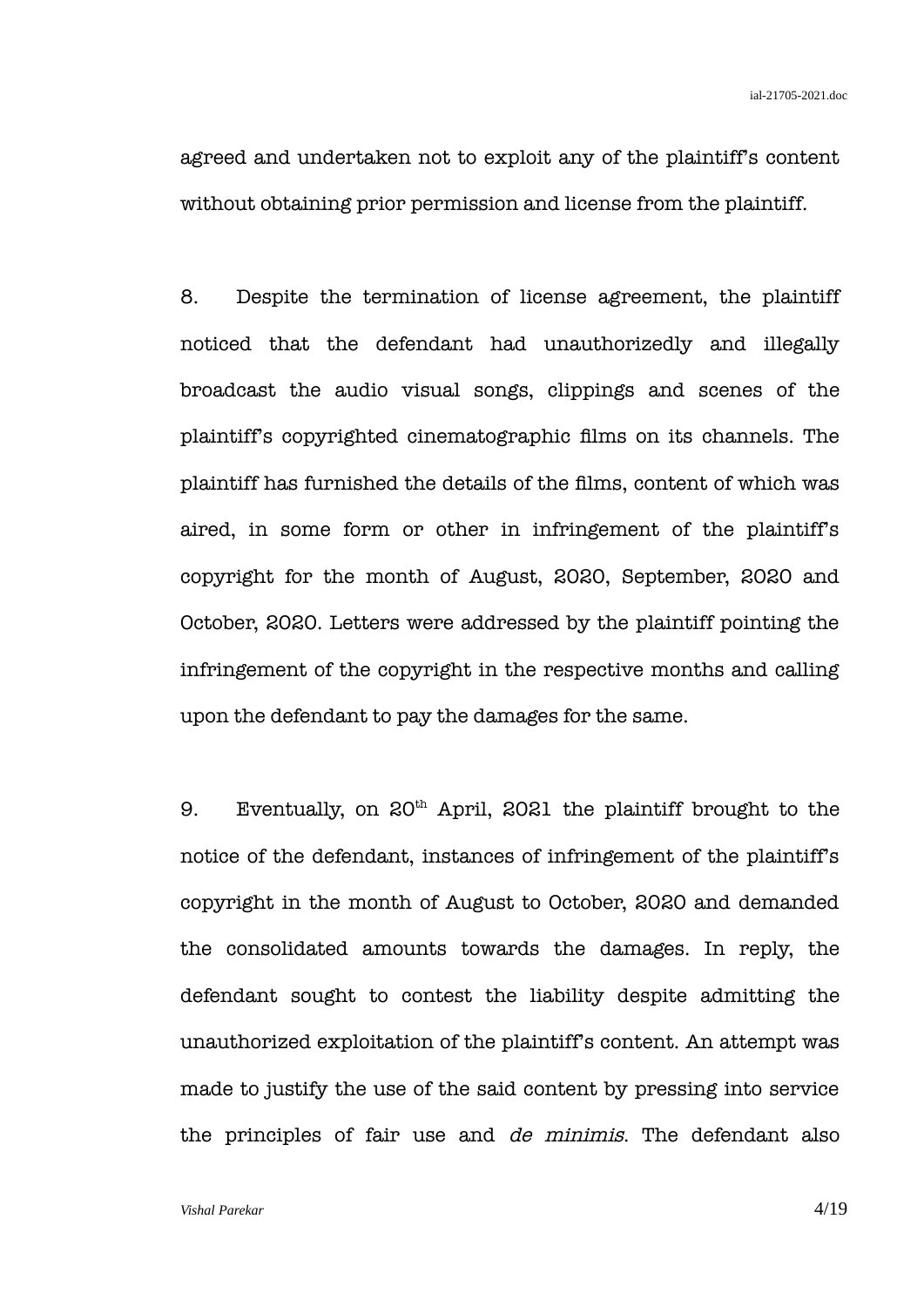agreed and undertaken not to exploit any of the plaintiff's content without obtaining prior permission and license from the plaintiff.

8. Despite the termination of license agreement, the plaintiff noticed that the defendant had unauthorizedly and illegally broadcast the audio visual songs, clippings and scenes of the plaintiff's copyrighted cinematographic films on its channels. The plaintiff has furnished the details of the films, content of which was aired, in some form or other in infringement of the plaintiff's copyright for the month of August, 2020, September, 2020 and October, 2020. Letters were addressed by the plaintiff pointing the infringement of the copyright in the respective months and calling upon the defendant to pay the damages for the same.

9. Eventually, on 20th April, 2021 the plaintiff brought to the notice of the defendant, instances of infringement of the plaintiff's copyright in the month of August to October, 2020 and demanded the consolidated amounts towards the damages. In reply, the defendant sought to contest the liability despite admitting the unauthorized exploitation of the plaintiff's content. An attempt was made to justify the use of the said content by pressing into service the principles of fair use and *de minimis*. The defendant also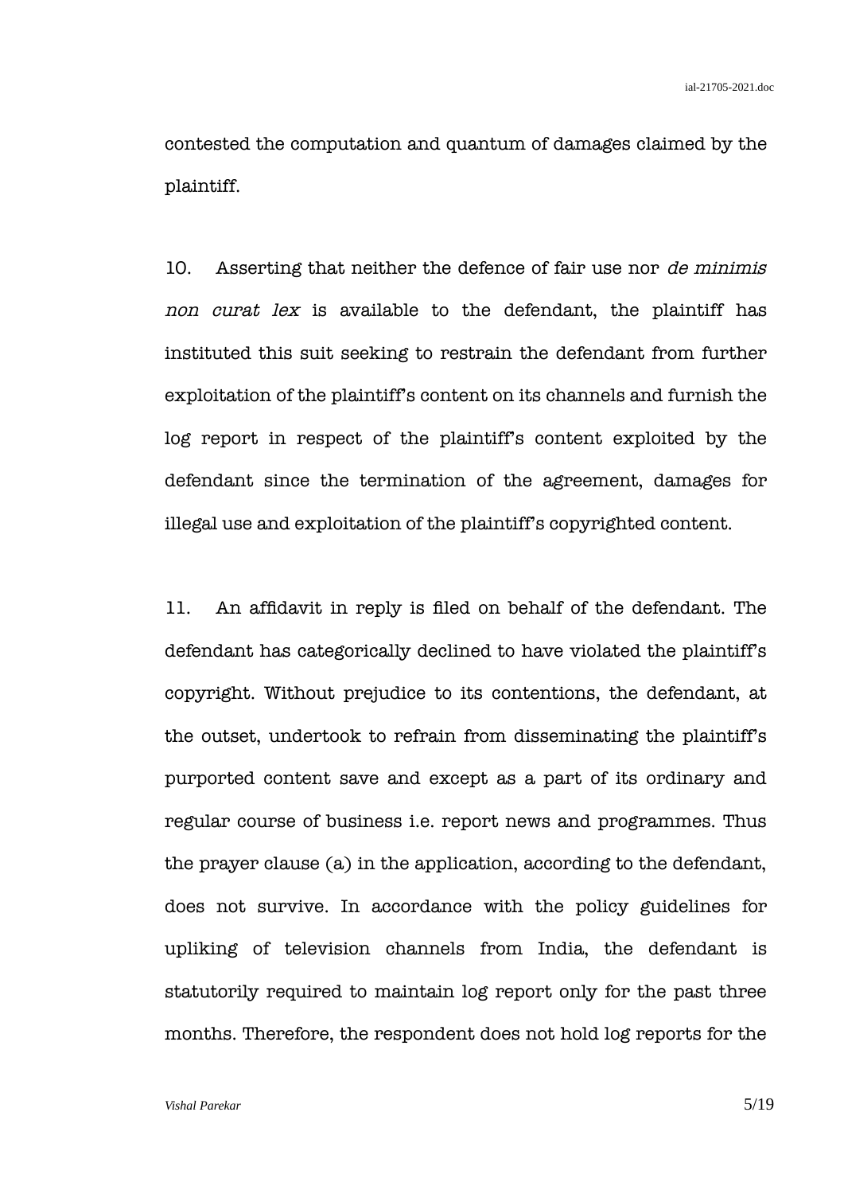contested the computation and quantum of damages claimed by the plaintiff.

10. Asserting that neither the defence of fair use nor *de minimis non curat lex* is available to the defendant, the plaintiff has instituted this suit seeking to restrain the defendant from further exploitation of the plaintiff's content on its channels and furnish the log report in respect of the plaintiff's content exploited by the defendant since the termination of the agreement, damages for illegal use and exploitation of the plaintiff's copyrighted content.

11. An affidavit in reply is filed on behalf of the defendant. The defendant has categorically declined to have violated the plaintiff's copyright. Without prejudice to its contentions, the defendant, at the outset, undertook to refrain from disseminating the plaintiff's purported content save and except as a part of its ordinary and regular course of business i.e. report news and programmes. Thus the prayer clause (a) in the application, according to the defendant, does not survive. In accordance with the policy guidelines for upliking of television channels from India, the defendant is statutorily required to maintain log report only for the past three months. Therefore, the respondent does not hold log reports for the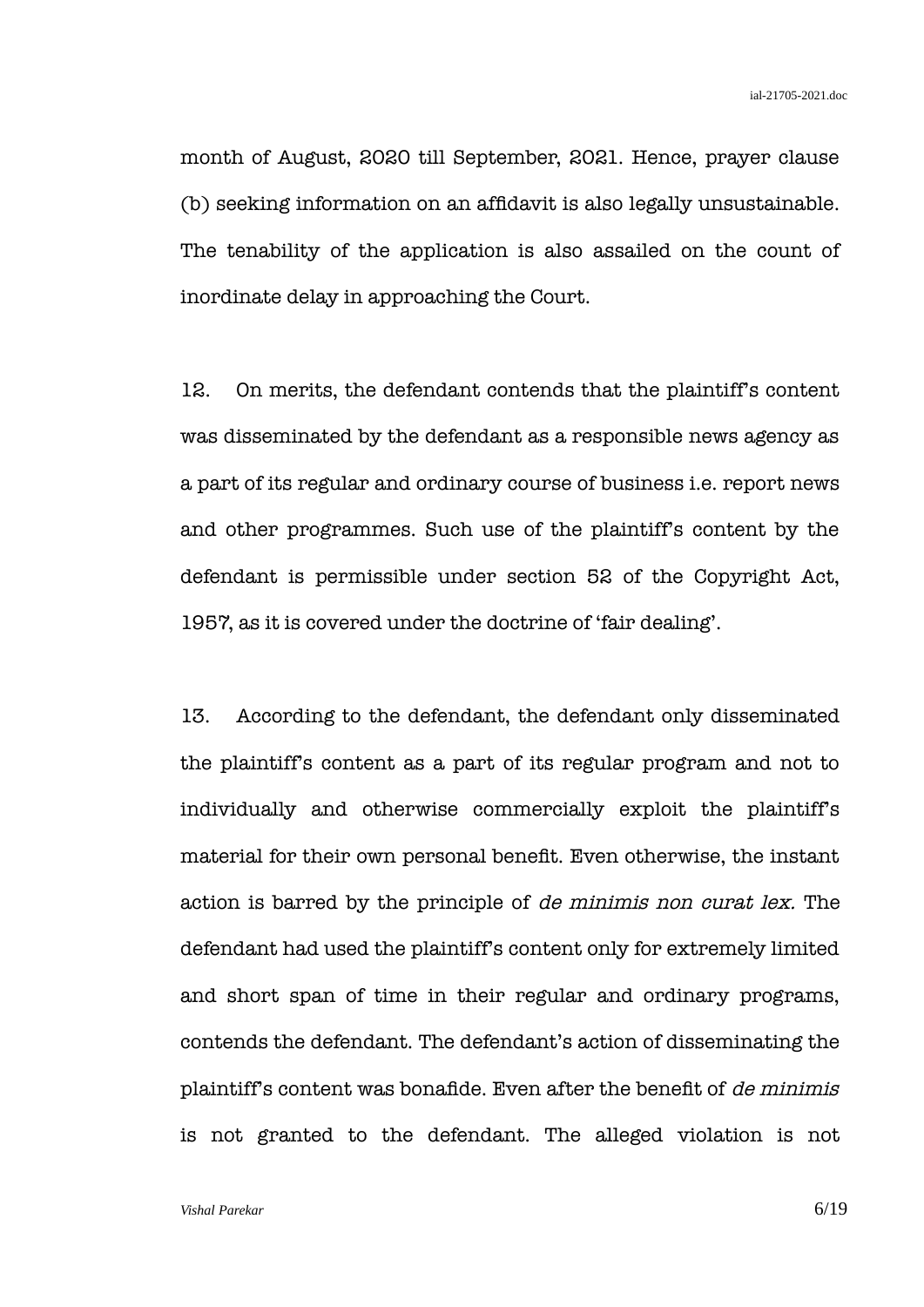month of August, 2020 till September, 2021. Hence, prayer clause (b) seeking information on an affidavit is also legally unsustainable. The tenability of the application is also assailed on the count of inordinate delay in approaching the Court.

12. On merits, the defendant contends that the plaintiff's content was disseminated by the defendant as a responsible news agency as a part of its regular and ordinary course of business i.e. report news and other programmes. Such use of the plaintiff's content by the defendant is permissible under section 52 of the Copyright Act, 1957, as it is covered under the doctrine of 'fair dealing'.

13. According to the defendant, the defendant only disseminated the plaintiff's content as a part of its regular program and not to individually and otherwise commercially exploit the plaintiff's material for their own personal benefit. Even otherwise, the instant action is barred by the principle of *de minimis non curat lex.* The defendant had used the plaintiff's content only for extremely limited and short span of time in their regular and ordinary programs, contends the defendant. The defendant's action of disseminating the plaintiff's content was bonafide. Even after the benefit of *de minimis* is not granted to the defendant. The alleged violation is not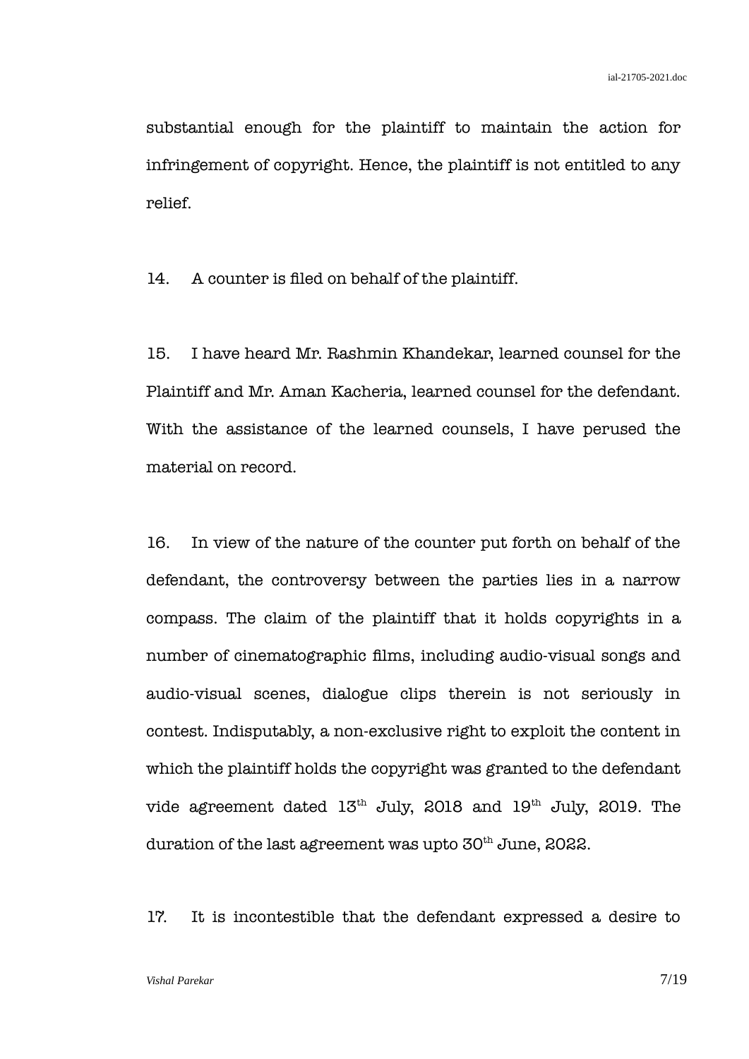substantial enough for the plaintiff to maintain the action for infringement of copyright. Hence, the plaintiff is not entitled to any relief.

14. A counter is filed on behalf of the plaintiff.

15. I have heard Mr. Rashmin Khandekar, learned counsel for the Plaintiff and Mr. Aman Kacheria, learned counsel for the defendant. With the assistance of the learned counsels, I have perused the material on record.

16. In view of the nature of the counter put forth on behalf of the defendant, the controversy between the parties lies in a narrow compass. The claim of the plaintiff that it holds copyrights in a number of cinematographic films, including audio-visual songs and audio-visual scenes, dialogue clips therein is not seriously in contest. Indisputably, a non-exclusive right to exploit the content in which the plaintiff holds the copyright was granted to the defendant vide agreement dated 13th July, 2018 and 19th July, 2019. The duration of the last agreement was upto 30th June, 2022.

17. It is incontestible that the defendant expressed a desire to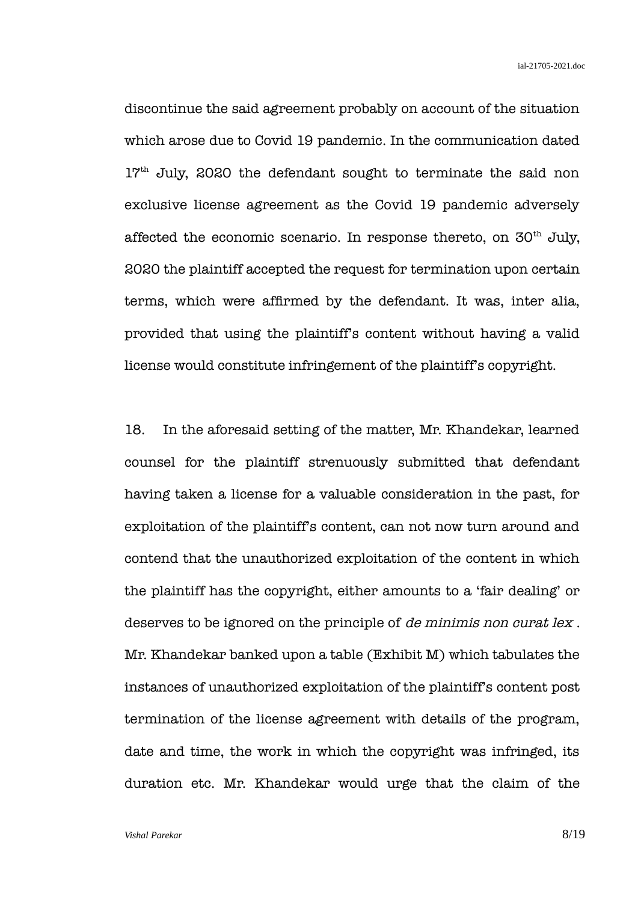discontinue the said agreement probably on account of the situation which arose due to Covid 19 pandemic. In the communication dated 17th July, 2020 the defendant sought to terminate the said non exclusive license agreement as the Covid 19 pandemic adversely affected the economic scenario. In response thereto, on 30th July, 2020 the plaintiff accepted the request for termination upon certain terms, which were affirmed by the defendant. It was, inter alia, provided that using the plaintiff's content without having a valid license would constitute infringement of the plaintiff's copyright.

18. In the aforesaid setting of the matter, Mr. Khandekar, learned counsel for the plaintiff strenuously submitted that defendant having taken a license for a valuable consideration in the past, for exploitation of the plaintiff's content, can not now turn around and contend that the unauthorized exploitation of the content in which the plaintiff has the copyright, either amounts to a 'fair dealing' or deserves to be ignored on the principle of *de minimis non curat lex* . Mr. Khandekar banked upon a table (Exhibit M) which tabulates the instances of unauthorized exploitation of the plaintiff's content post termination of the license agreement with details of the program, date and time, the work in which the copyright was infringed, its duration etc. Mr. Khandekar would urge that the claim of the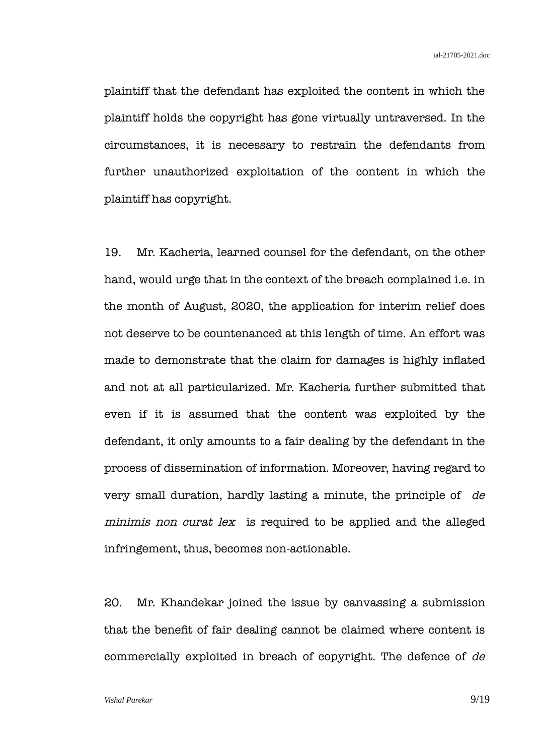plaintiff that the defendant has exploited the content in which the plaintiff holds the copyright has gone virtually untraversed. In the circumstances, it is necessary to restrain the defendants from further unauthorized exploitation of the content in which the plaintiff has copyright.

19. Mr. Kacheria, learned counsel for the defendant, on the other hand, would urge that in the context of the breach complained i.e. in the month of August, 2020, the application for interim relief does not deserve to be countenanced at this length of time. An effort was made to demonstrate that the claim for damages is highly inflated and not at all particularized. Mr. Kacheria further submitted that even if it is assumed that the content was exploited by the defendant, it only amounts to a fair dealing by the defendant in the process of dissemination of information. Moreover, having regard to very small duration, hardly lasting a minute, the principle of *de minimis non curat lex* is required to be applied and the alleged infringement, thus, becomes non-actionable.

20. Mr. Khandekar joined the issue by canvassing a submission that the benefit of fair dealing cannot be claimed where content is commercially exploited in breach of copyright. The defence of *de*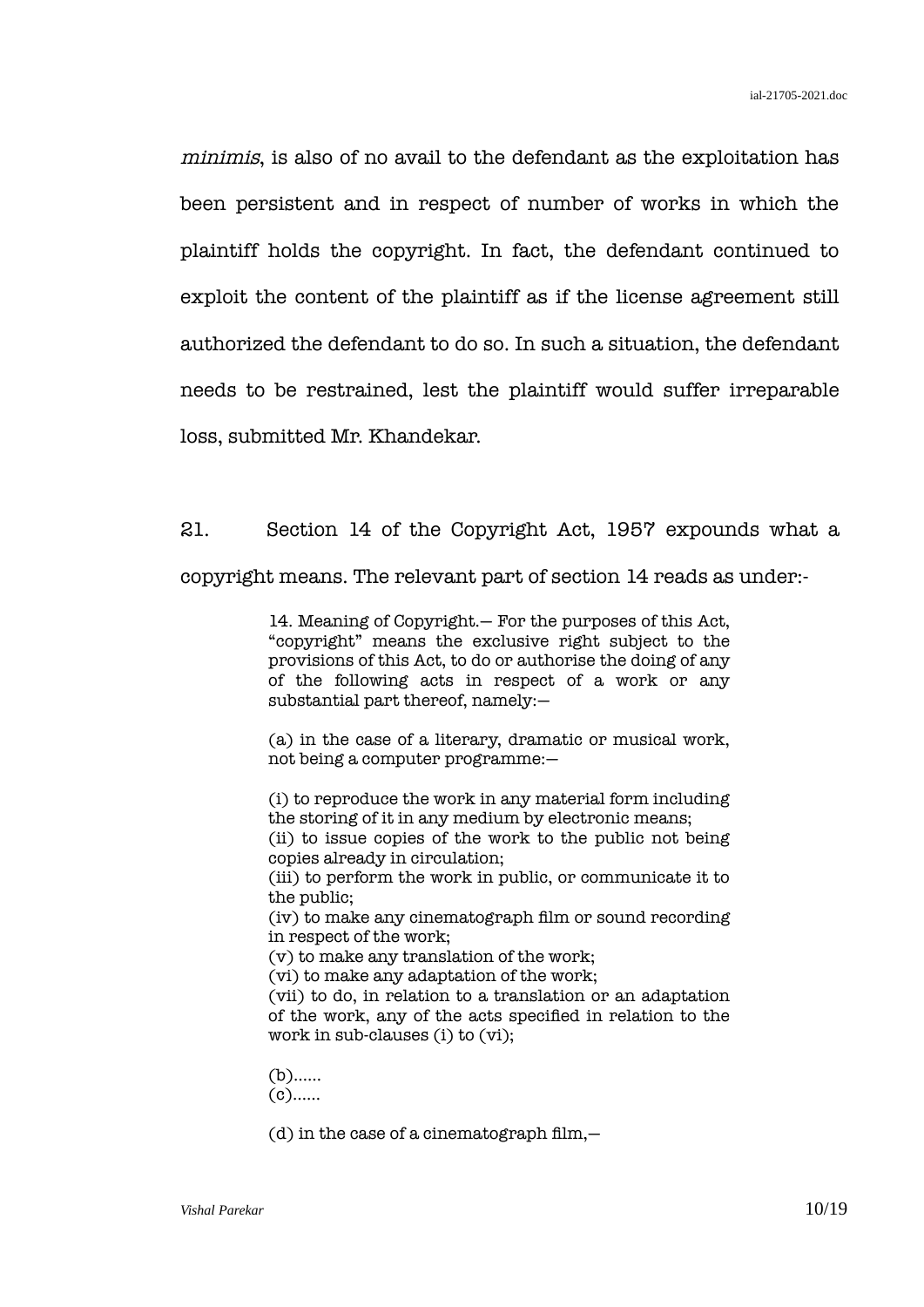*minimis*, is also of no avail to the defendant as the exploitation has been persistent and in respect of number of works in which the plaintiff holds the copyright. In fact, the defendant continued to exploit the content of the plaintiff as if the license agreement still authorized the defendant to do so. In such a situation, the defendant needs to be restrained, lest the plaintiff would suffer irreparable loss, submitted Mr. Khandekar.

21. Section 14 of the Copyright Act, 1957 expounds what a copyright means. The relevant part of section 14 reads as under:-

> 14. Meaning of Copyright.— For the purposes of this Act, "copyright" means the exclusive right subject to the provisions of this Act, to do or authorise the doing of any of the following acts in respect of a work or any substantial part thereof, namely:—
>
> (a) in the case of a literary, dramatic or musical work, not being a computer programme:—
>
> (i) to reproduce the work in any material form including the storing of it in any medium by electronic means;
> (ii) to issue copies of the work to the public not being copies already in circulation;
> (iii) to perform the work in public, or communicate it to the public;
> (iv) to make any cinematograph film or sound recording in respect of the work;
> (v) to make any translation of the work;
> (vi) to make any adaptation of the work;
> (vii) to do, in relation to a translation or an adaptation of the work, any of the acts specified in relation to the work in sub-clauses (i) to (vi);
>
> (b)......
> (c)......
>
> (d) in the case of a cinematograph film,—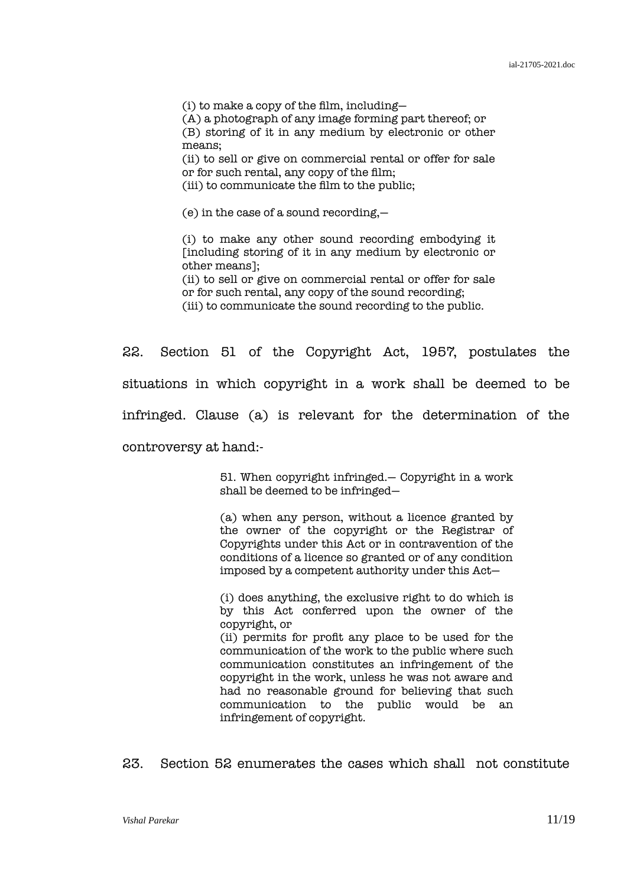> (i) to make a copy of the film, including—
> (A) a photograph of any image forming part thereof; or
> (B) storing of it in any medium by electronic or other means;
> (ii) to sell or give on commercial rental or offer for sale or for such rental, any copy of the film;
> (iii) to communicate the film to the public;
>
> (e) in the case of a sound recording,—
>
> (i) to make any other sound recording embodying it [including storing of it in any medium by electronic or other means];
> (ii) to sell or give on commercial rental or offer for sale or for such rental, any copy of the sound recording;
> (iii) to communicate the sound recording to the public.

22. Section 51 of the Copyright Act, 1957, postulates the situations in which copyright in a work shall be deemed to be infringed. Clause (a) is relevant for the determination of the controversy at hand:-

> 51. When copyright infringed.— Copyright in a work shall be deemed to be infringed—
>
> (a) when any person, without a licence granted by the owner of the copyright or the Registrar of Copyrights under this Act or in contravention of the conditions of a licence so granted or of any condition imposed by a competent authority under this Act—
>
> (i) does anything, the exclusive right to do which is by this Act conferred upon the owner of the copyright, or
> (ii) permits for profit any place to be used for the communication of the work to the public where such communication constitutes an infringement of the copyright in the work, unless he was not aware and had no reasonable ground for believing that such communication to the public would be an infringement of copyright.

23. Section 52 enumerates the cases which shall not constitute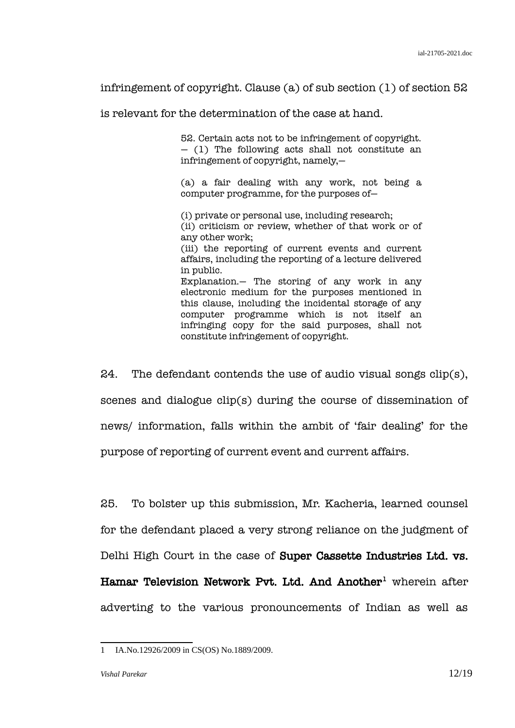infringement of copyright. Clause (a) of sub section (1) of section 52 is relevant for the determination of the case at hand.

> 52. Certain acts not to be infringement of copyright. — (1) The following acts shall not constitute an infringement of copyright, namely,—
>
> (a) a fair dealing with any work, not being a computer programme, for the purposes of—
>
> (i) private or personal use, including research;
> (ii) criticism or review, whether of that work or of any other work;
> (iii) the reporting of current events and current affairs, including the reporting of a lecture delivered in public.
> Explanation.— The storing of any work in any electronic medium for the purposes mentioned in this clause, including the incidental storage of any computer programme which is not itself an infringing copy for the said purposes, shall not constitute infringement of copyright.

24. The defendant contends the use of audio visual songs clip(s), scenes and dialogue clip(s) during the course of dissemination of news/ information, falls within the ambit of 'fair dealing' for the purpose of reporting of current event and current affairs.

25. To bolster up this submission, Mr. Kacheria, learned counsel for the defendant placed a very strong reliance on the judgment of Delhi High Court in the case of **Super Cassette Industries Ltd. vs. Hamar Television Network Pvt. Ltd. And Another**[1] wherein after adverting to the various pronouncements of Indian as well as

---

1 IA.No.12926/2009 in CS(OS) No.1889/2009.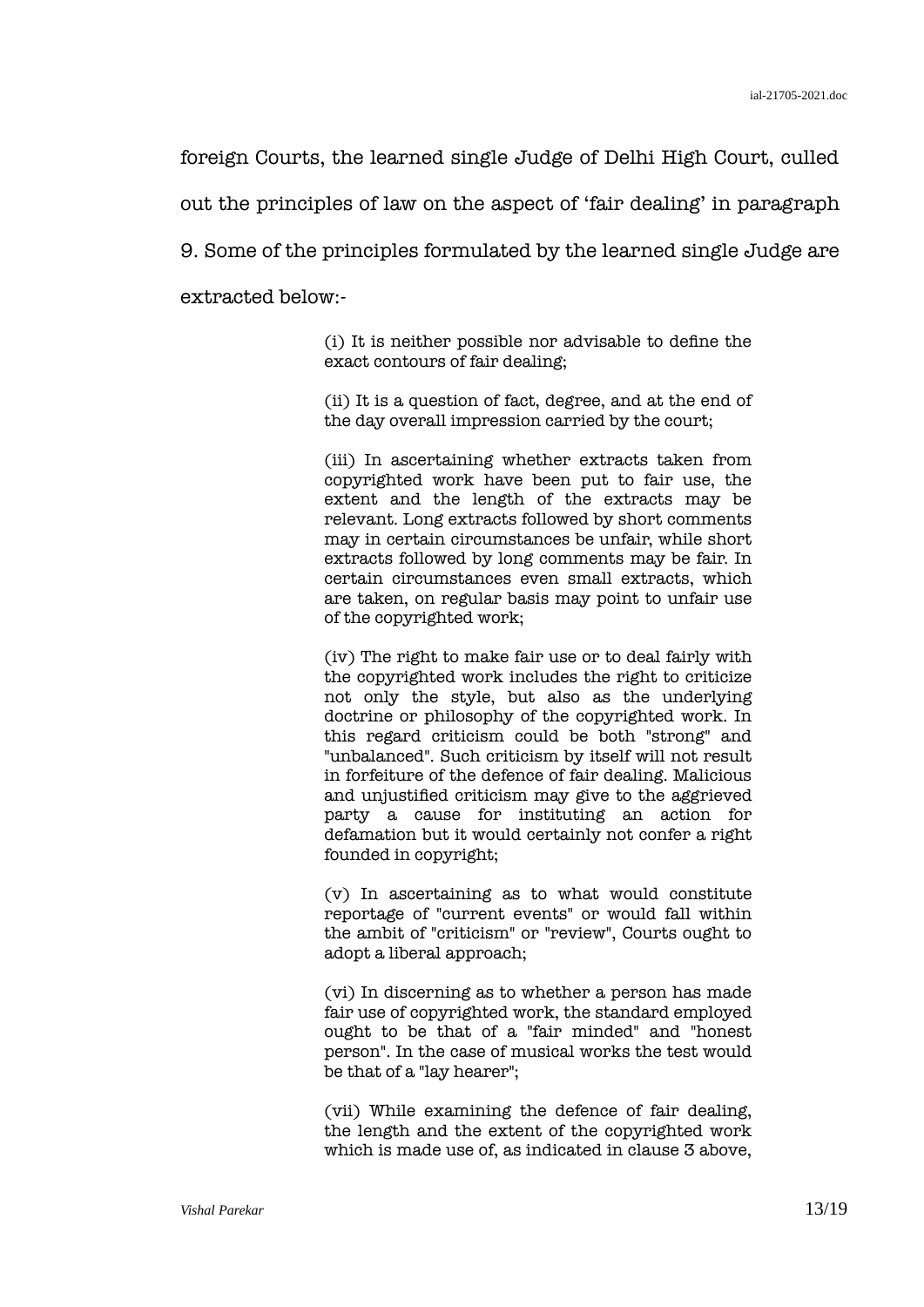foreign Courts, the learned single Judge of Delhi High Court, culled out the principles of law on the aspect of 'fair dealing' in paragraph 9. Some of the principles formulated by the learned single Judge are extracted below:-

> (i) It is neither possible nor advisable to define the exact contours of fair dealing;
>
> (ii) It is a question of fact, degree, and at the end of the day overall impression carried by the court;
>
> (iii) In ascertaining whether extracts taken from copyrighted work have been put to fair use, the extent and the length of the extracts may be relevant. Long extracts followed by short comments may in certain circumstances be unfair, while short extracts followed by long comments may be fair. In certain circumstances even small extracts, which are taken, on regular basis may point to unfair use of the copyrighted work;
>
> (iv) The right to make fair use or to deal fairly with the copyrighted work includes the right to criticize not only the style, but also as the underlying doctrine or philosophy of the copyrighted work. In this regard criticism could be both "strong" and "unbalanced". Such criticism by itself will not result in forfeiture of the defence of fair dealing. Malicious and unjustified criticism may give to the aggrieved party a cause for instituting an action for defamation but it would certainly not confer a right founded in copyright;
>
> (v) In ascertaining as to what would constitute reportage of "current events" or would fall within the ambit of "criticism" or "review", Courts ought to adopt a liberal approach;
>
> (vi) In discerning as to whether a person has made fair use of copyrighted work, the standard employed ought to be that of a "fair minded" and "honest person". In the case of musical works the test would be that of a "lay hearer";
>
> (vii) While examining the defence of fair dealing, the length and the extent of the copyrighted work which is made use of, as indicated in clause 3 above,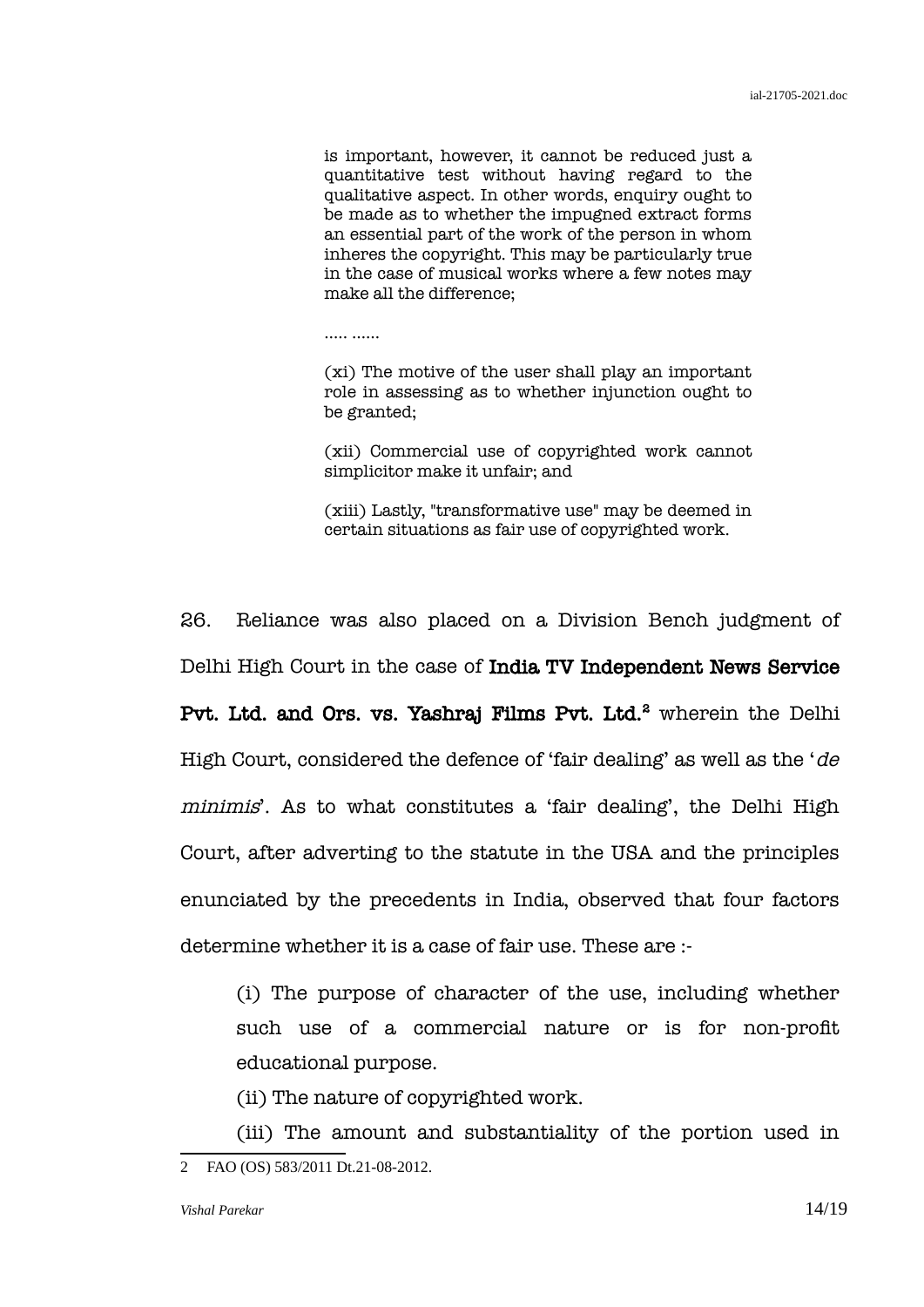> is important, however, it cannot be reduced just a quantitative test without having regard to the qualitative aspect. In other words, enquiry ought to be made as to whether the impugned extract forms an essential part of the work of the person in whom inheres the copyright. This may be particularly true in the case of musical works where a few notes may make all the difference;
>
> ..... ......
>
> (xi) The motive of the user shall play an important role in assessing as to whether injunction ought to be granted;
>
> (xii) Commercial use of copyrighted work cannot simplicitor make it unfair; and
>
> (xiii) Lastly, "transformative use" may be deemed in certain situations as fair use of copyrighted work.

26. Reliance was also placed on a Division Bench judgment of Delhi High Court in the case of **India TV Independent News Service Pvt. Ltd. and Ors. vs. Yashraj Films Pvt. Ltd.**[2] wherein the Delhi High Court, considered the defence of 'fair dealing' as well as the '*de minimis*'. As to what constitutes a 'fair dealing', the Delhi High Court, after adverting to the statute in the USA and the principles enunciated by the precedents in India, observed that four factors determine whether it is a case of fair use. These are :-

> (i) The purpose of character of the use, including whether such use of a commercial nature or is for non-profit educational purpose.
>
> (ii) The nature of copyrighted work.
>
> (iii) The amount and substantiality of the portion used in

---

2 FAO (OS) 583/2011 Dt.21-08-2012.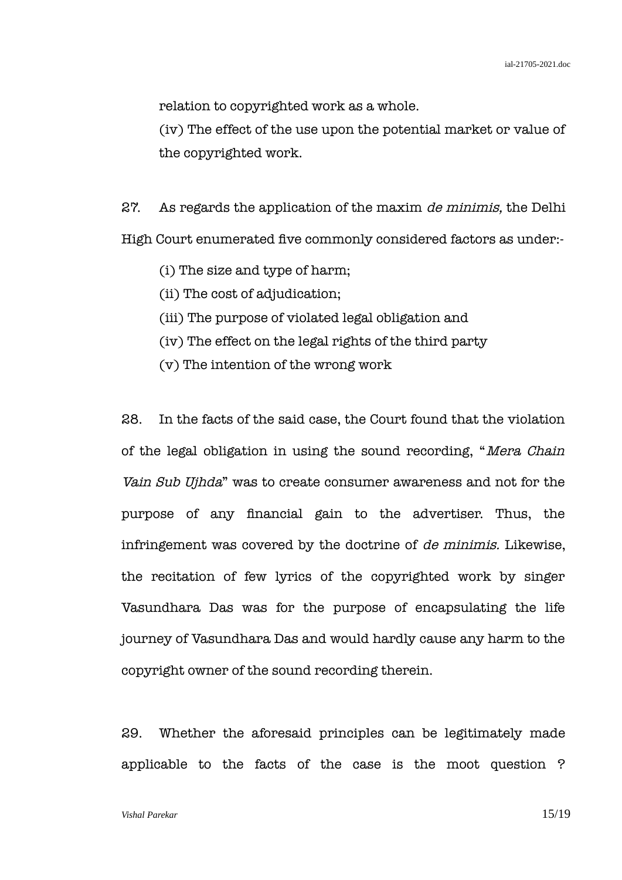relation to copyrighted work as a whole.

(iv) The effect of the use upon the potential market or value of the copyrighted work.

27. As regards the application of the maxim *de minimis,* the Delhi High Court enumerated five commonly considered factors as under:-

(i) The size and type of harm;

(ii) The cost of adjudication;

(iii) The purpose of violated legal obligation and

(iv) The effect on the legal rights of the third party

(v) The intention of the wrong work

28. In the facts of the said case, the Court found that the violation of the legal obligation in using the sound recording, "*Mera Chain Vain Sub Ujhda*" was to create consumer awareness and not for the purpose of any financial gain to the advertiser. Thus, the infringement was covered by the doctrine of *de minimis.* Likewise, the recitation of few lyrics of the copyrighted work by singer Vasundhara Das was for the purpose of encapsulating the life journey of Vasundhara Das and would hardly cause any harm to the copyright owner of the sound recording therein.

29. Whether the aforesaid principles can be legitimately made applicable to the facts of the case is the moot question ?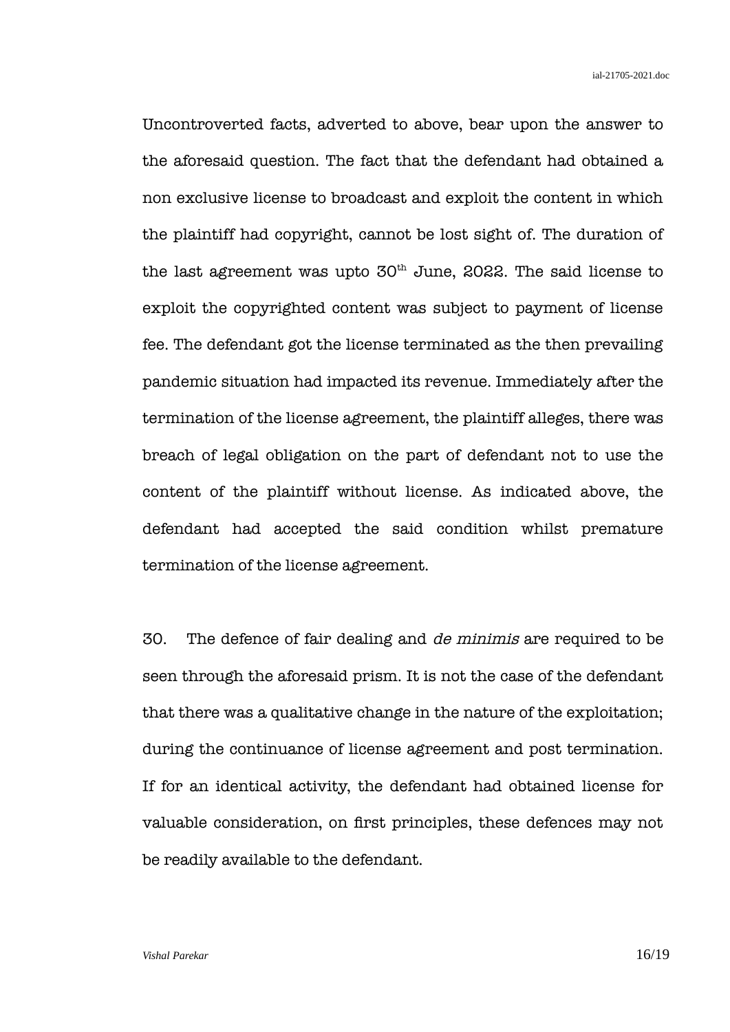Uncontroverted facts, adverted to above, bear upon the answer to the aforesaid question. The fact that the defendant had obtained a non exclusive license to broadcast and exploit the content in which the plaintiff had copyright, cannot be lost sight of. The duration of the last agreement was upto 30th June, 2022. The said license to exploit the copyrighted content was subject to payment of license fee. The defendant got the license terminated as the then prevailing pandemic situation had impacted its revenue. Immediately after the termination of the license agreement, the plaintiff alleges, there was breach of legal obligation on the part of defendant not to use the content of the plaintiff without license. As indicated above, the defendant had accepted the said condition whilst premature termination of the license agreement.

30. The defence of fair dealing and *de minimis* are required to be seen through the aforesaid prism. It is not the case of the defendant that there was a qualitative change in the nature of the exploitation; during the continuance of license agreement and post termination. If for an identical activity, the defendant had obtained license for valuable consideration, on first principles, these defences may not be readily available to the defendant.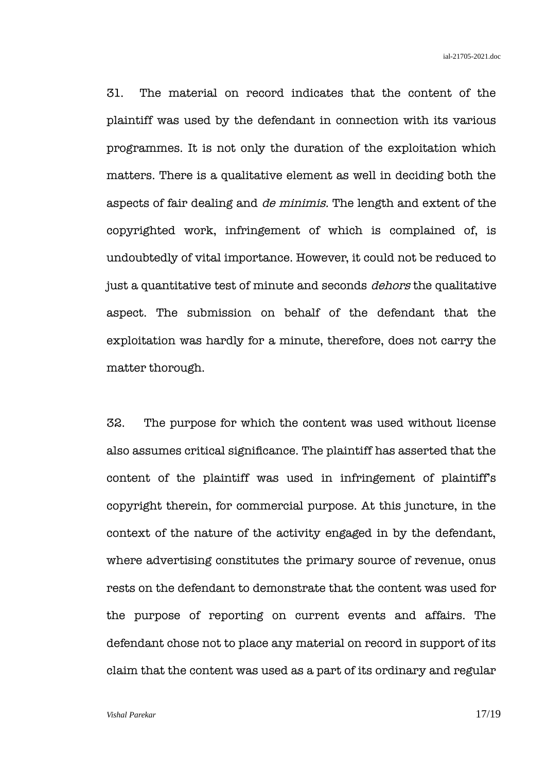31. The material on record indicates that the content of the plaintiff was used by the defendant in connection with its various programmes. It is not only the duration of the exploitation which matters. There is a qualitative element as well in deciding both the aspects of fair dealing and *de minimis.* The length and extent of the copyrighted work, infringement of which is complained of, is undoubtedly of vital importance. However, it could not be reduced to just a quantitative test of minute and seconds *dehors* the qualitative aspect. The submission on behalf of the defendant that the exploitation was hardly for a minute, therefore, does not carry the matter thorough.

32. The purpose for which the content was used without license also assumes critical significance. The plaintiff has asserted that the content of the plaintiff was used in infringement of plaintiff's copyright therein, for commercial purpose. At this juncture, in the context of the nature of the activity engaged in by the defendant, where advertising constitutes the primary source of revenue, onus rests on the defendant to demonstrate that the content was used for the purpose of reporting on current events and affairs. The defendant chose not to place any material on record in support of its claim that the content was used as a part of its ordinary and regular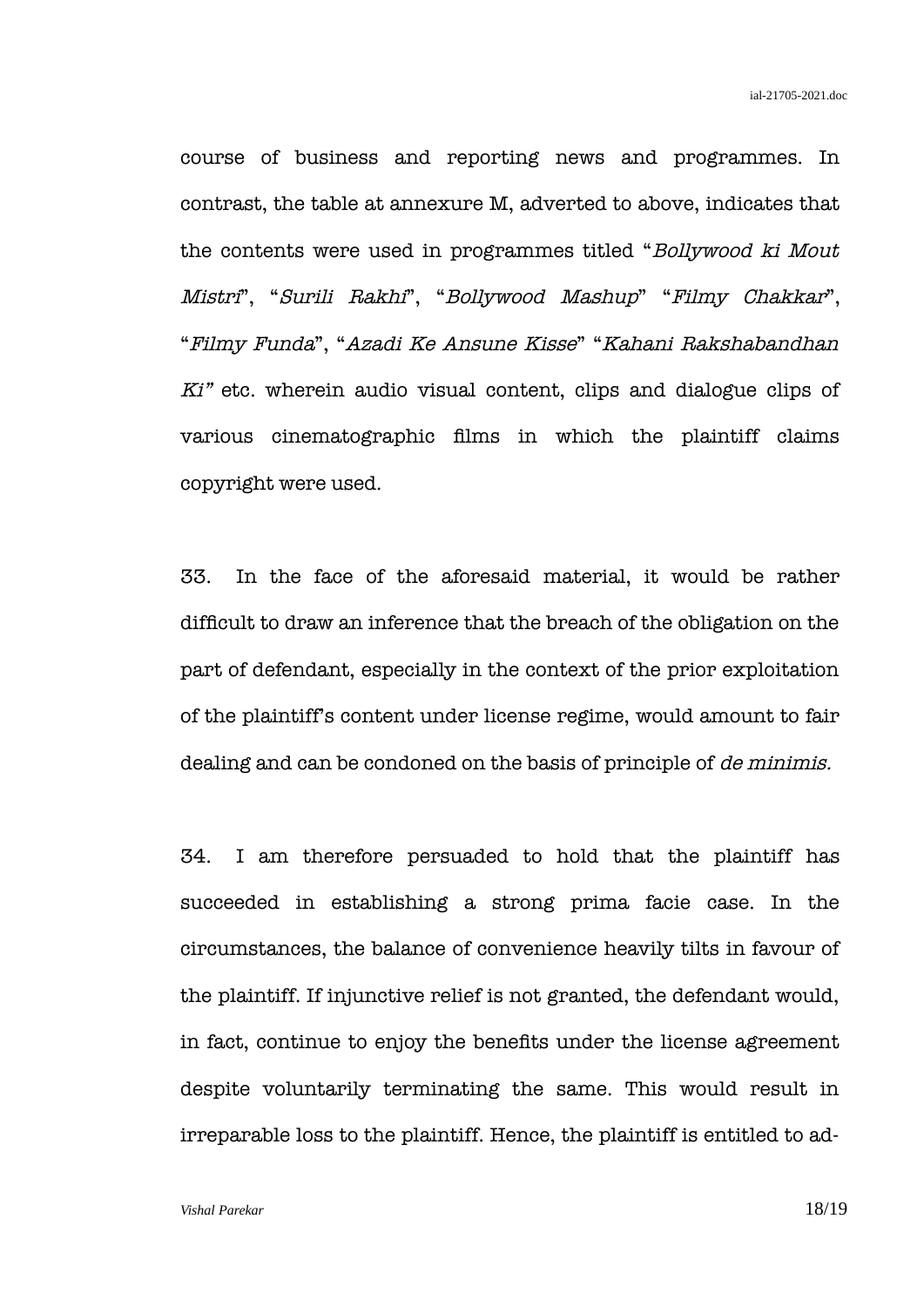course of business and reporting news and programmes. In contrast, the table at annexure M, adverted to above, indicates that the contents were used in programmes titled "*Bollywood ki Mout Mistri*", "*Surili Rakhi*", "*Bollywood Mashup*" "*Filmy Chakkar*", "*Filmy Funda*", "*Azadi Ke Ansune Kisse*" "*Kahani Rakshabandhan Ki"* etc. wherein audio visual content, clips and dialogue clips of various cinematographic films in which the plaintiff claims copyright were used.

33. In the face of the aforesaid material, it would be rather difficult to draw an inference that the breach of the obligation on the part of defendant, especially in the context of the prior exploitation of the plaintiff's content under license regime, would amount to fair dealing and can be condoned on the basis of principle of *de minimis.*

34. I am therefore persuaded to hold that the plaintiff has succeeded in establishing a strong prima facie case. In the circumstances, the balance of convenience heavily tilts in favour of the plaintiff. If injunctive relief is not granted, the defendant would, in fact, continue to enjoy the benefits under the license agreement despite voluntarily terminating the same. This would result in irreparable loss to the plaintiff. Hence, the plaintiff is entitled to ad-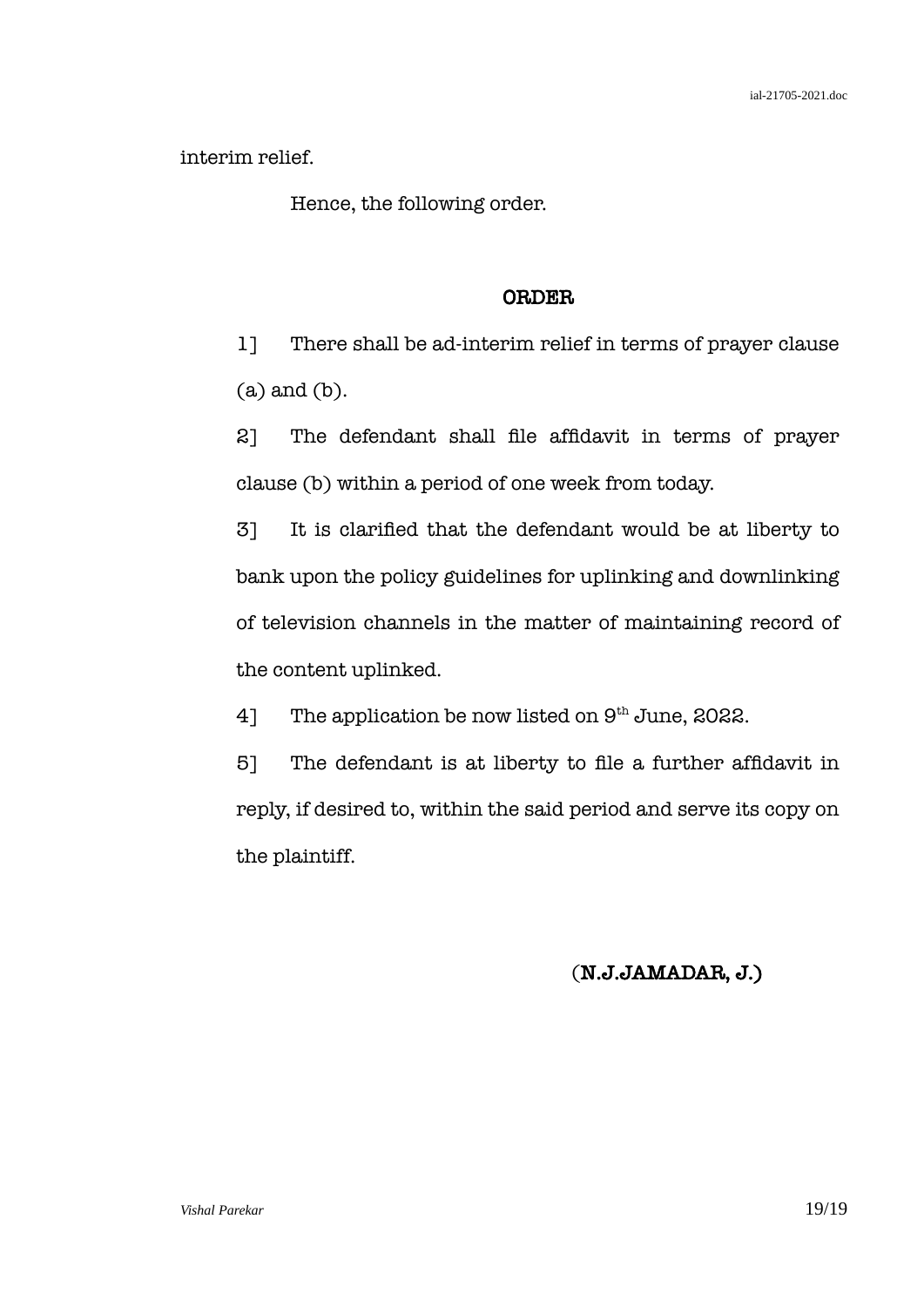interim relief.

Hence, the following order.

**ORDER**

1] There shall be ad-interim relief in terms of prayer clause (a) and (b).

2] The defendant shall file affidavit in terms of prayer clause (b) within a period of one week from today.

3] It is clarified that the defendant would be at liberty to bank upon the policy guidelines for uplinking and downlinking of television channels in the matter of maintaining record of the content uplinked.

4] The application be now listed on 9th June, 2022.

5] The defendant is at liberty to file a further affidavit in reply, if desired to, within the said period and serve its copy on the plaintiff.

**(N.J.JAMADAR, J.)**

*Vishal Parekar*